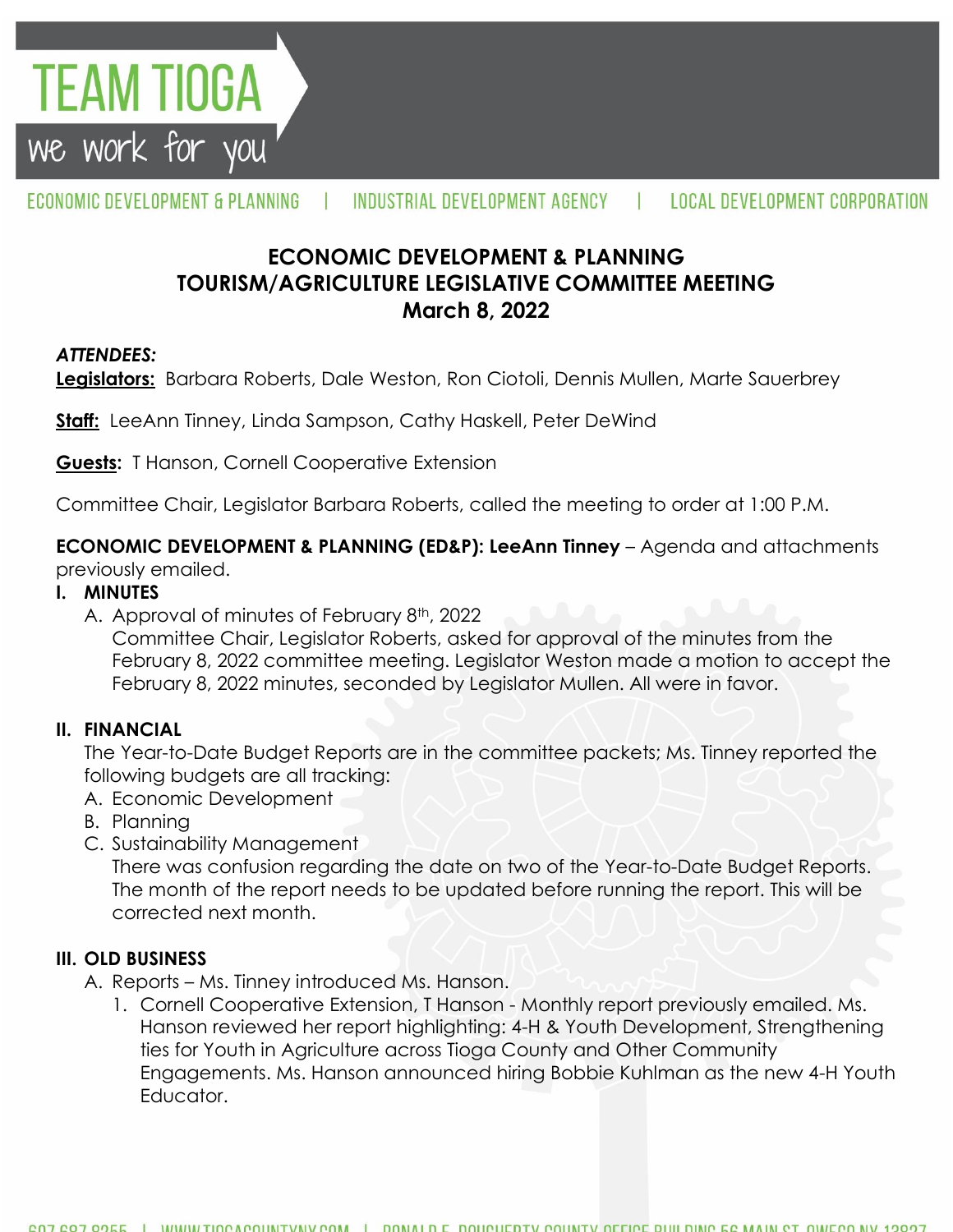# TEAM TIOGA

we work for you

ECONOMIC DEVELOPMENT & PLANNING | INDUSTRIAL DEVELOPMENT AGENCY | LOCAL DEVELOPMENT CORPORATION

## ECONOMIC DEVELOPMENT & PLANNING
## TOURISM/AGRICULTURE LEGISLATIVE COMMITTEE MEETING
## March 8, 2022

***ATTENDEES:***

**Legislators:** Barbara Roberts, Dale Weston, Ron Ciotoli, Dennis Mullen, Marte Sauerbrey

**Staff:** LeeAnn Tinney, Linda Sampson, Cathy Haskell, Peter DeWind

**Guests:** T Hanson, Cornell Cooperative Extension

Committee Chair, Legislator Barbara Roberts, called the meeting to order at 1:00 P.M.

**ECONOMIC DEVELOPMENT & PLANNING (ED&P): LeeAnn Tinney** – Agenda and attachments previously emailed.

**I. MINUTES**

A. Approval of minutes of February 8th, 2022
   Committee Chair, Legislator Roberts, asked for approval of the minutes from the February 8, 2022 committee meeting. Legislator Weston made a motion to accept the February 8, 2022 minutes, seconded by Legislator Mullen. All were in favor.

**II. FINANCIAL**

The Year-to-Date Budget Reports are in the committee packets; Ms. Tinney reported the following budgets are all tracking:

A. Economic Development
B. Planning
C. Sustainability Management
   There was confusion regarding the date on two of the Year-to-Date Budget Reports. The month of the report needs to be updated before running the report. This will be corrected next month.

**III. OLD BUSINESS**

A. Reports – Ms. Tinney introduced Ms. Hanson.
   1. Cornell Cooperative Extension, T Hanson - Monthly report previously emailed. Ms. Hanson reviewed her report highlighting: 4-H & Youth Development, Strengthening ties for Youth in Agriculture across Tioga County and Other Community Engagements. Ms. Hanson announced hiring Bobbie Kuhlman as the new 4-H Youth Educator.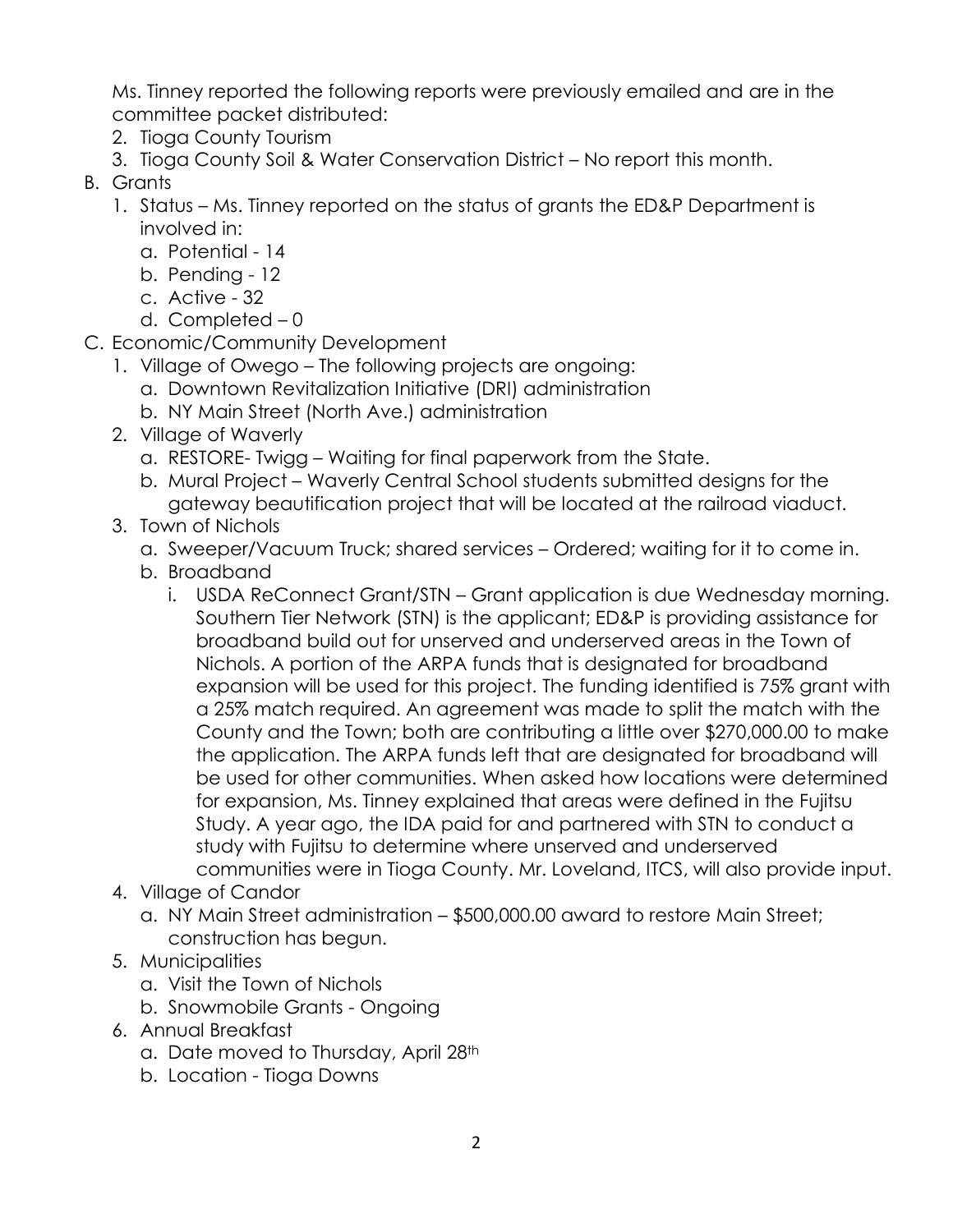Ms. Tinney reported the following reports were previously emailed and are in the committee packet distributed:

2. Tioga County Tourism
3. Tioga County Soil & Water Conservation District – No report this month.

B. Grants
   1. Status – Ms. Tinney reported on the status of grants the ED&P Department is involved in:
      a. Potential - 14
      b. Pending - 12
      c. Active - 32
      d. Completed – 0

C. Economic/Community Development
   1. Village of Owego – The following projects are ongoing:
      a. Downtown Revitalization Initiative (DRI) administration
      b. NY Main Street (North Ave.) administration
   2. Village of Waverly
      a. RESTORE- Twigg – Waiting for final paperwork from the State.
      b. Mural Project – Waverly Central School students submitted designs for the gateway beautification project that will be located at the railroad viaduct.
   3. Town of Nichols
      a. Sweeper/Vacuum Truck; shared services – Ordered; waiting for it to come in.
      b. Broadband
         i. USDA ReConnect Grant/STN – Grant application is due Wednesday morning. Southern Tier Network (STN) is the applicant; ED&P is providing assistance for broadband build out for unserved and underserved areas in the Town of Nichols. A portion of the ARPA funds that is designated for broadband expansion will be used for this project. The funding identified is 75% grant with a 25% match required. An agreement was made to split the match with the County and the Town; both are contributing a little over $270,000.00 to make the application. The ARPA funds left that are designated for broadband will be used for other communities. When asked how locations were determined for expansion, Ms. Tinney explained that areas were defined in the Fujitsu Study. A year ago, the IDA paid for and partnered with STN to conduct a study with Fujitsu to determine where unserved and underserved communities were in Tioga County. Mr. Loveland, ITCS, will also provide input.
   4. Village of Candor
      a. NY Main Street administration – $500,000.00 award to restore Main Street; construction has begun.
   5. Municipalities
      a. Visit the Town of Nichols
      b. Snowmobile Grants - Ongoing
   6. Annual Breakfast
      a. Date moved to Thursday, April 28th
      b. Location - Tioga Downs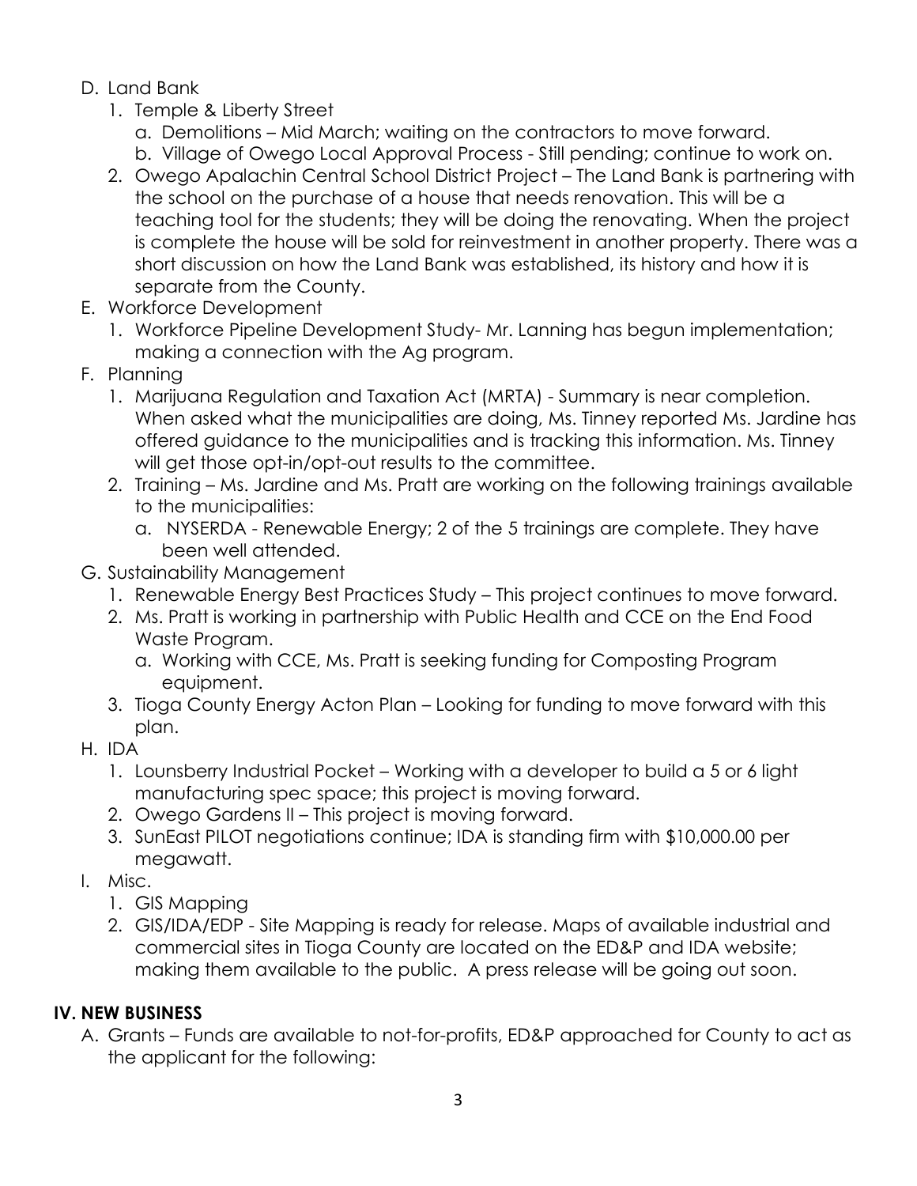D. Land Bank
   1. Temple & Liberty Street
      a. Demolitions – Mid March; waiting on the contractors to move forward.
      b. Village of Owego Local Approval Process - Still pending; continue to work on.
   2. Owego Apalachin Central School District Project – The Land Bank is partnering with the school on the purchase of a house that needs renovation. This will be a teaching tool for the students; they will be doing the renovating. When the project is complete the house will be sold for reinvestment in another property. There was a short discussion on how the Land Bank was established, its history and how it is separate from the County.

E. Workforce Development
   1. Workforce Pipeline Development Study- Mr. Lanning has begun implementation; making a connection with the Ag program.

F. Planning
   1. Marijuana Regulation and Taxation Act (MRTA) - Summary is near completion. When asked what the municipalities are doing, Ms. Tinney reported Ms. Jardine has offered guidance to the municipalities and is tracking this information. Ms. Tinney will get those opt-in/opt-out results to the committee.
   2. Training – Ms. Jardine and Ms. Pratt are working on the following trainings available to the municipalities:
      a. NYSERDA - Renewable Energy; 2 of the 5 trainings are complete. They have been well attended.

G. Sustainability Management
   1. Renewable Energy Best Practices Study – This project continues to move forward.
   2. Ms. Pratt is working in partnership with Public Health and CCE on the End Food Waste Program.
      a. Working with CCE, Ms. Pratt is seeking funding for Composting Program equipment.
   3. Tioga County Energy Acton Plan – Looking for funding to move forward with this plan.

H. IDA
   1. Lounsberry Industrial Pocket – Working with a developer to build a 5 or 6 light manufacturing spec space; this project is moving forward.
   2. Owego Gardens II – This project is moving forward.
   3. SunEast PILOT negotiations continue; IDA is standing firm with $10,000.00 per megawatt.

I. Misc.
   1. GIS Mapping
   2. GIS/IDA/EDP - Site Mapping is ready for release. Maps of available industrial and commercial sites in Tioga County are located on the ED&P and IDA website; making them available to the public. A press release will be going out soon.

## IV. NEW BUSINESS

A. Grants – Funds are available to not-for-profits, ED&P approached for County to act as the applicant for the following: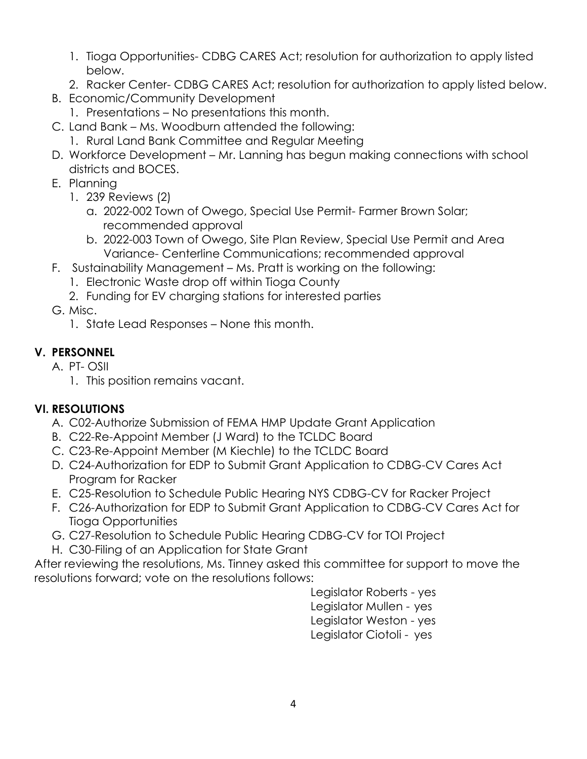1. Tioga Opportunities- CDBG CARES Act; resolution for authorization to apply listed below.
2. Racker Center- CDBG CARES Act; resolution for authorization to apply listed below.

B. Economic/Community Development
   1. Presentations – No presentations this month.

C. Land Bank – Ms. Woodburn attended the following:
   1. Rural Land Bank Committee and Regular Meeting

D. Workforce Development – Mr. Lanning has begun making connections with school districts and BOCES.

E. Planning
   1. 239 Reviews (2)
      a. 2022-002 Town of Owego, Special Use Permit- Farmer Brown Solar; recommended approval
      b. 2022-003 Town of Owego, Site Plan Review, Special Use Permit and Area Variance- Centerline Communications; recommended approval

F. Sustainability Management – Ms. Pratt is working on the following:
   1. Electronic Waste drop off within Tioga County
   2. Funding for EV charging stations for interested parties

G. Misc.
   1. State Lead Responses – None this month.

## V. PERSONNEL

A. PT- OSII
   1. This position remains vacant.

## VI. RESOLUTIONS

A. C02-Authorize Submission of FEMA HMP Update Grant Application
B. C22-Re-Appoint Member (J Ward) to the TCLDC Board
C. C23-Re-Appoint Member (M Kiechle) to the TCLDC Board
D. C24-Authorization for EDP to Submit Grant Application to CDBG-CV Cares Act Program for Racker
E. C25-Resolution to Schedule Public Hearing NYS CDBG-CV for Racker Project
F. C26-Authorization for EDP to Submit Grant Application to CDBG-CV Cares Act for Tioga Opportunities
G. C27-Resolution to Schedule Public Hearing CDBG-CV for TOI Project
H. C30-Filing of an Application for State Grant

After reviewing the resolutions, Ms. Tinney asked this committee for support to move the resolutions forward; vote on the resolutions follows:

Legislator Roberts - yes
Legislator Mullen - yes
Legislator Weston - yes
Legislator Ciotoli - yes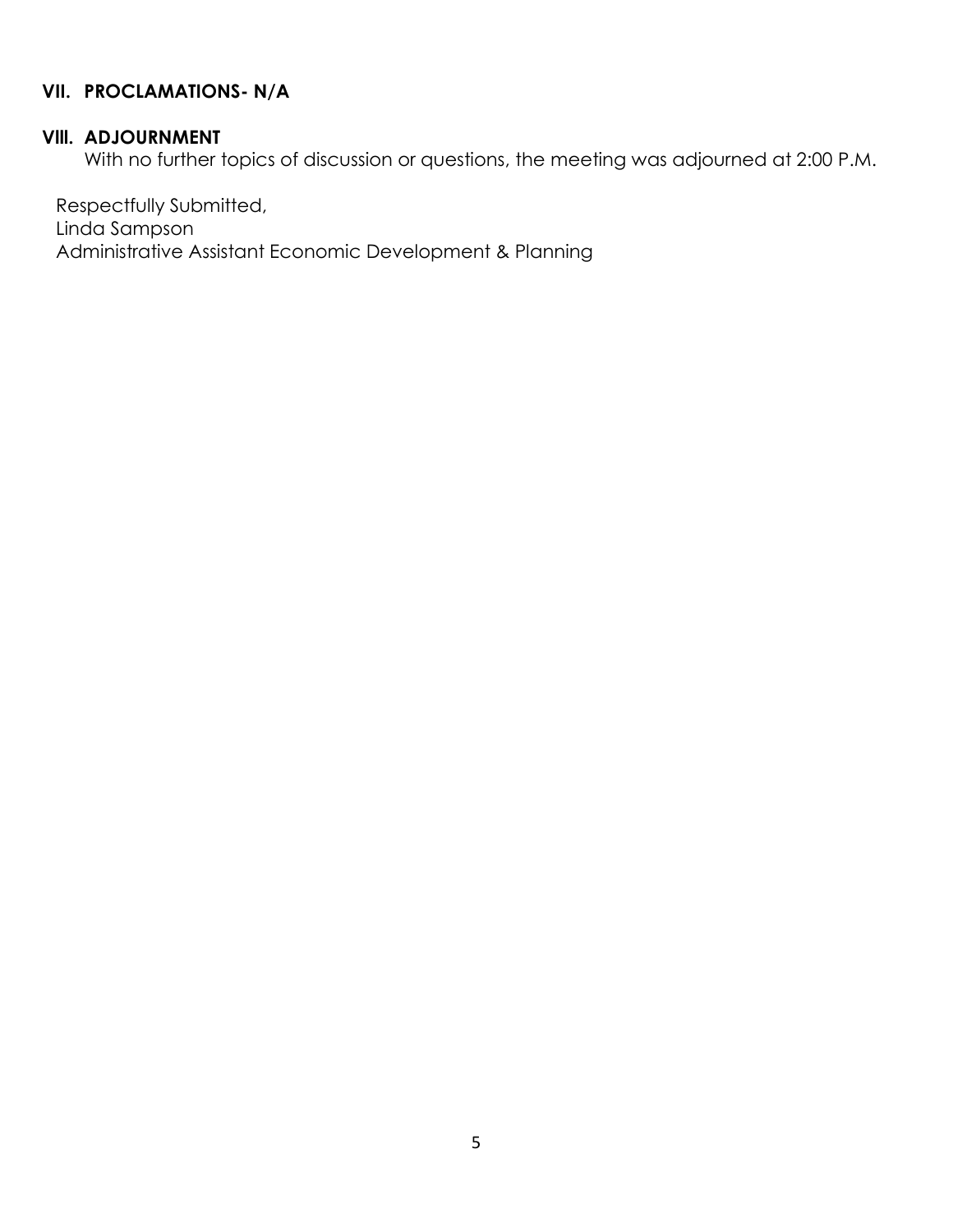## VII. PROCLAMATIONS- N/A

## VIII. ADJOURNMENT

With no further topics of discussion or questions, the meeting was adjourned at 2:00 P.M.

Respectfully Submitted,
Linda Sampson
Administrative Assistant Economic Development & Planning